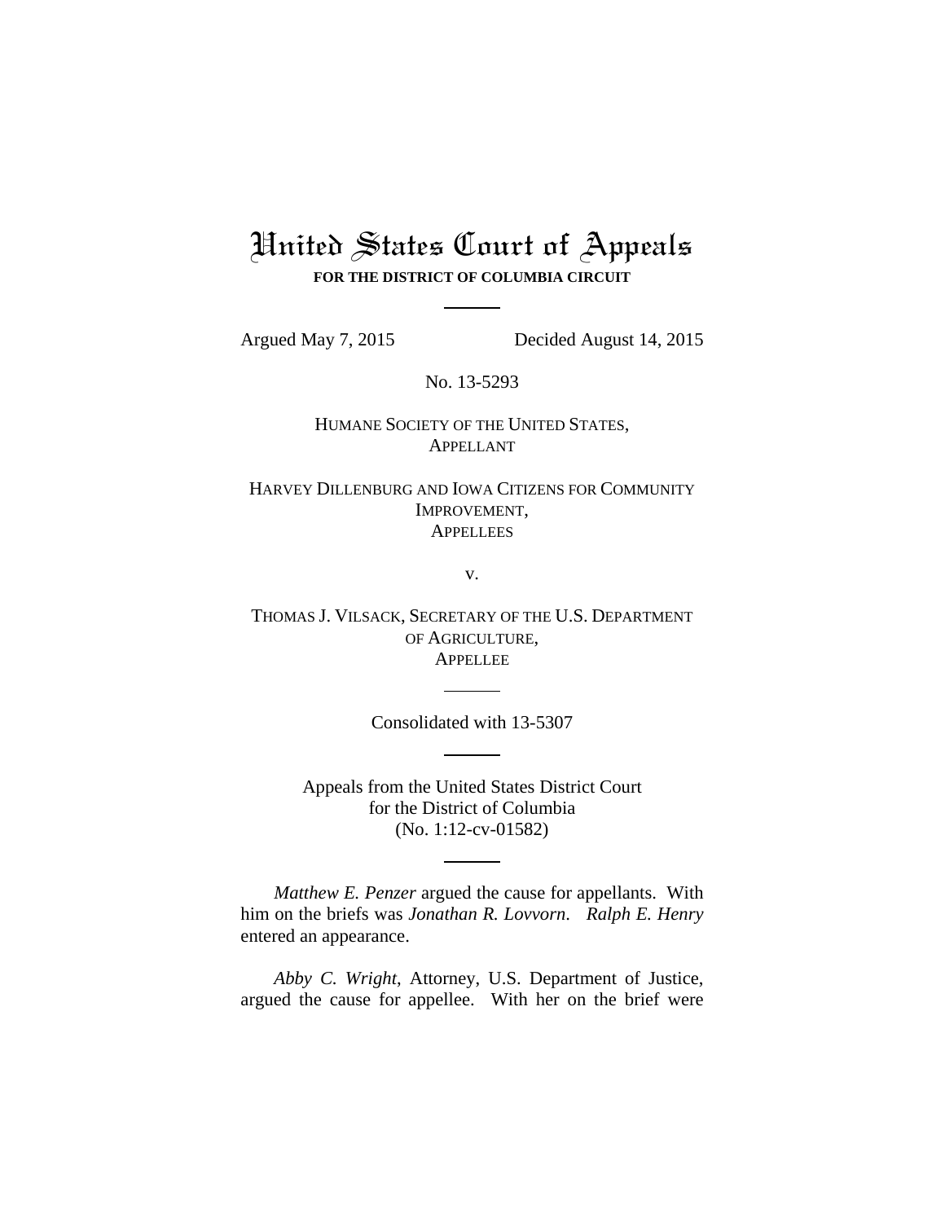# United States Court of Appeals

**FOR THE DISTRICT OF COLUMBIA CIRCUIT**

---

Argued May 7, 2015 Decided August 14, 2015

No. 13-5293

HUMANE SOCIETY OF THE UNITED STATES,
APPELLANT

HARVEY DILLENBURG AND IOWA CITIZENS FOR COMMUNITY IMPROVEMENT,
APPELLEES

v.

THOMAS J. VILSACK, SECRETARY OF THE U.S. DEPARTMENT OF AGRICULTURE,
APPELLEE

---

Consolidated with 13-5307

---

Appeals from the United States District Court
for the District of Columbia
(No. 1:12-cv-01582)

---

*Matthew E. Penzer* argued the cause for appellants. With him on the briefs was *Jonathan R. Lovvorn*. *Ralph E. Henry* entered an appearance.

*Abby C. Wright*, Attorney, U.S. Department of Justice, argued the cause for appellee. With her on the brief were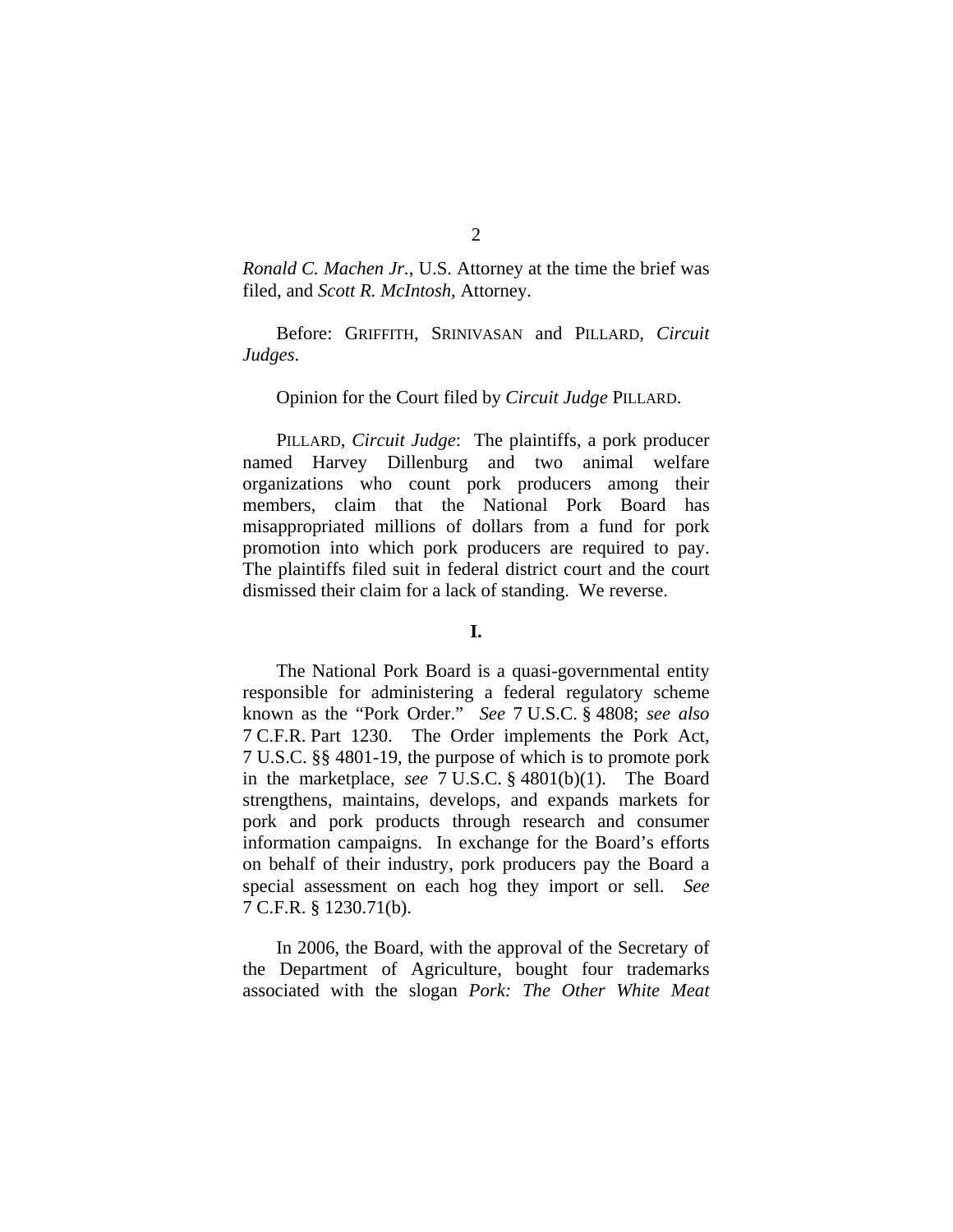*Ronald C. Machen Jr.*, U.S. Attorney at the time the brief was filed, and *Scott R. McIntosh*, Attorney.

Before: GRIFFITH, SRINIVASAN and PILLARD, *Circuit Judges*.

Opinion for the Court filed by *Circuit Judge* PILLARD.

PILLARD, *Circuit Judge*: The plaintiffs, a pork producer named Harvey Dillenburg and two animal welfare organizations who count pork producers among their members, claim that the National Pork Board has misappropriated millions of dollars from a fund for pork promotion into which pork producers are required to pay. The plaintiffs filed suit in federal district court and the court dismissed their claim for a lack of standing. We reverse.

**I.**

The National Pork Board is a quasi-governmental entity responsible for administering a federal regulatory scheme known as the "Pork Order." *See* 7 U.S.C. § 4808; *see also* 7 C.F.R. Part 1230. The Order implements the Pork Act, 7 U.S.C. §§ 4801-19, the purpose of which is to promote pork in the marketplace, *see* 7 U.S.C. § 4801(b)(1). The Board strengthens, maintains, develops, and expands markets for pork and pork products through research and consumer information campaigns. In exchange for the Board's efforts on behalf of their industry, pork producers pay the Board a special assessment on each hog they import or sell. *See* 7 C.F.R. § 1230.71(b).

In 2006, the Board, with the approval of the Secretary of the Department of Agriculture, bought four trademarks associated with the slogan *Pork: The Other White Meat*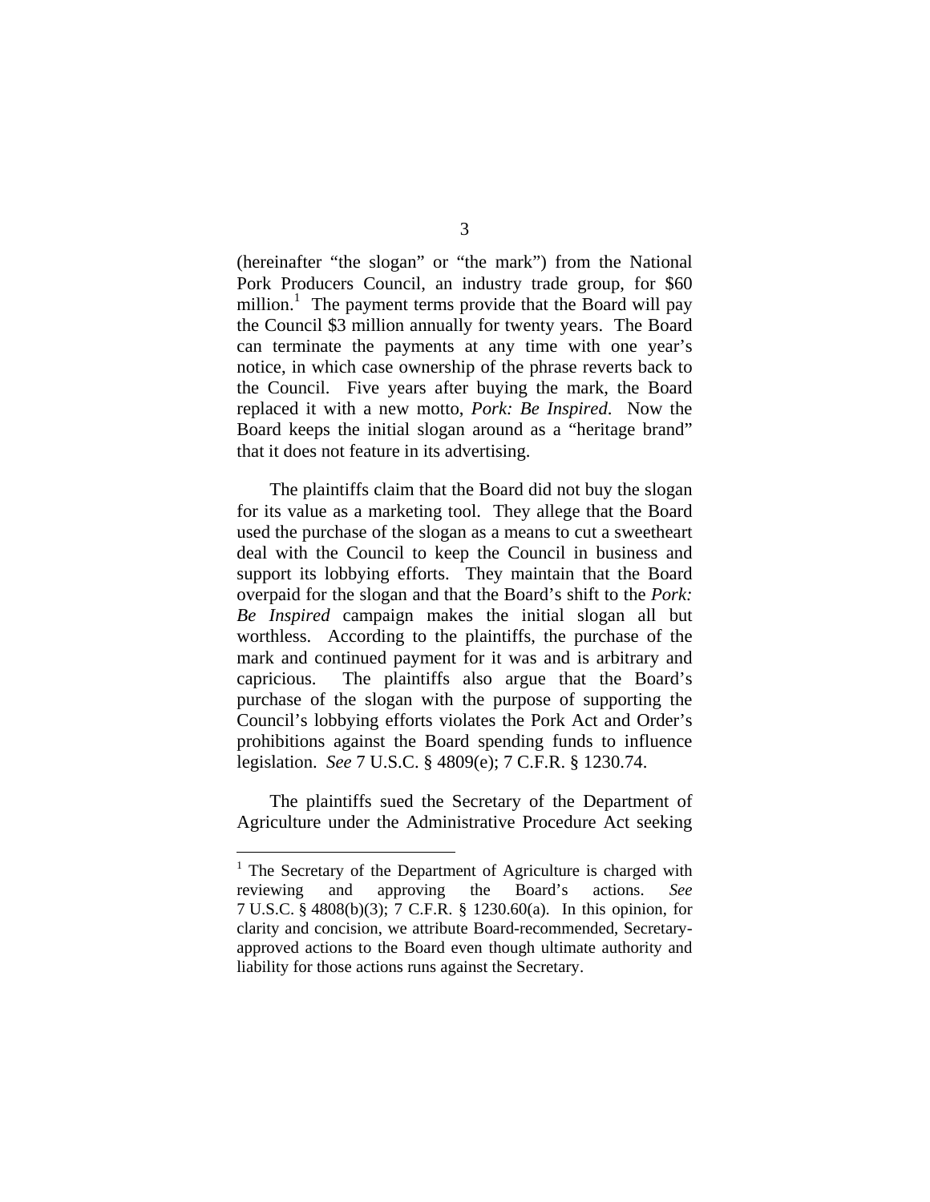(hereinafter "the slogan" or "the mark") from the National Pork Producers Council, an industry trade group, for \$60 million.[1] The payment terms provide that the Board will pay the Council \$3 million annually for twenty years. The Board can terminate the payments at any time with one year's notice, in which case ownership of the phrase reverts back to the Council. Five years after buying the mark, the Board replaced it with a new motto, *Pork: Be Inspired*. Now the Board keeps the initial slogan around as a "heritage brand" that it does not feature in its advertising.

The plaintiffs claim that the Board did not buy the slogan for its value as a marketing tool. They allege that the Board used the purchase of the slogan as a means to cut a sweetheart deal with the Council to keep the Council in business and support its lobbying efforts. They maintain that the Board overpaid for the slogan and that the Board's shift to the *Pork: Be Inspired* campaign makes the initial slogan all but worthless. According to the plaintiffs, the purchase of the mark and continued payment for it was and is arbitrary and capricious. The plaintiffs also argue that the Board's purchase of the slogan with the purpose of supporting the Council's lobbying efforts violates the Pork Act and Order's prohibitions against the Board spending funds to influence legislation. *See* 7 U.S.C. § 4809(e); 7 C.F.R. § 1230.74.

The plaintiffs sued the Secretary of the Department of Agriculture under the Administrative Procedure Act seeking

---

[1] The Secretary of the Department of Agriculture is charged with reviewing and approving the Board's actions. *See* 7 U.S.C. § 4808(b)(3); 7 C.F.R. § 1230.60(a). In this opinion, for clarity and concision, we attribute Board-recommended, Secretary-approved actions to the Board even though ultimate authority and liability for those actions runs against the Secretary.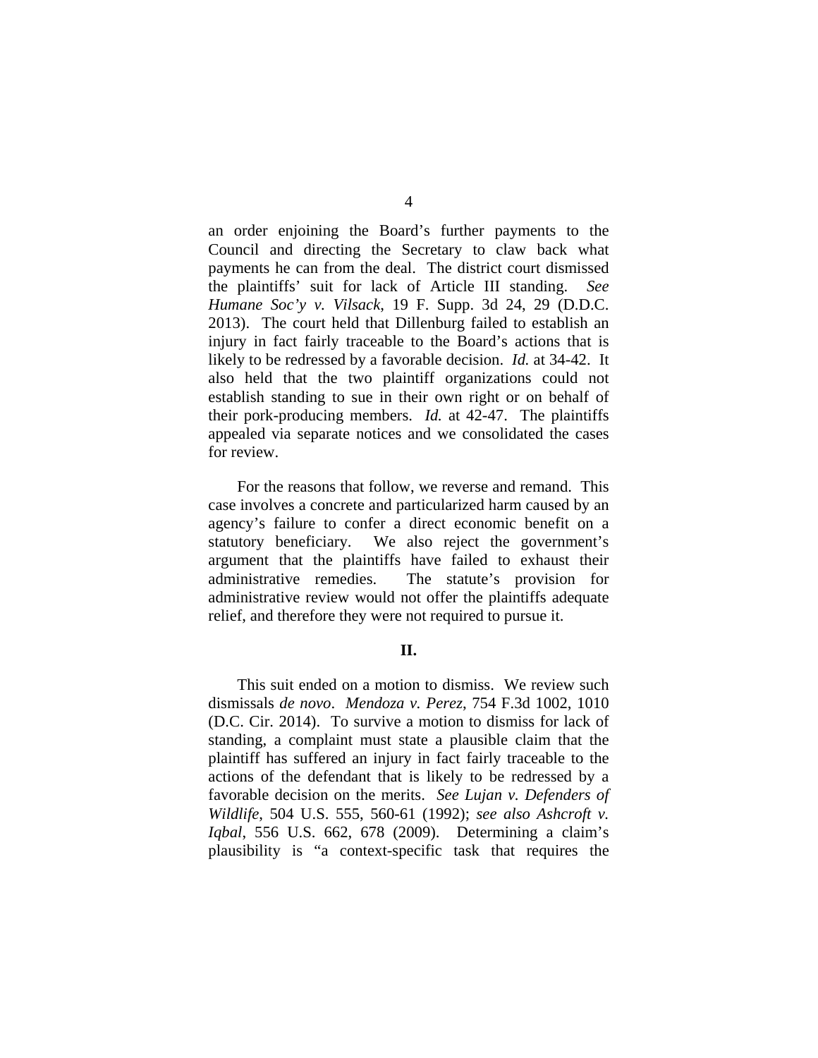an order enjoining the Board's further payments to the Council and directing the Secretary to claw back what payments he can from the deal. The district court dismissed the plaintiffs' suit for lack of Article III standing. *See Humane Soc'y v. Vilsack*, 19 F. Supp. 3d 24, 29 (D.D.C. 2013). The court held that Dillenburg failed to establish an injury in fact fairly traceable to the Board's actions that is likely to be redressed by a favorable decision. *Id.* at 34-42. It also held that the two plaintiff organizations could not establish standing to sue in their own right or on behalf of their pork-producing members. *Id.* at 42-47. The plaintiffs appealed via separate notices and we consolidated the cases for review.

For the reasons that follow, we reverse and remand. This case involves a concrete and particularized harm caused by an agency's failure to confer a direct economic benefit on a statutory beneficiary. We also reject the government's argument that the plaintiffs have failed to exhaust their administrative remedies. The statute's provision for administrative review would not offer the plaintiffs adequate relief, and therefore they were not required to pursue it.

## II.

This suit ended on a motion to dismiss. We review such dismissals *de novo*. *Mendoza v. Perez*, 754 F.3d 1002, 1010 (D.C. Cir. 2014). To survive a motion to dismiss for lack of standing, a complaint must state a plausible claim that the plaintiff has suffered an injury in fact fairly traceable to the actions of the defendant that is likely to be redressed by a favorable decision on the merits. *See Lujan v. Defenders of Wildlife*, 504 U.S. 555, 560-61 (1992); *see also Ashcroft v. Iqbal*, 556 U.S. 662, 678 (2009). Determining a claim's plausibility is "a context-specific task that requires the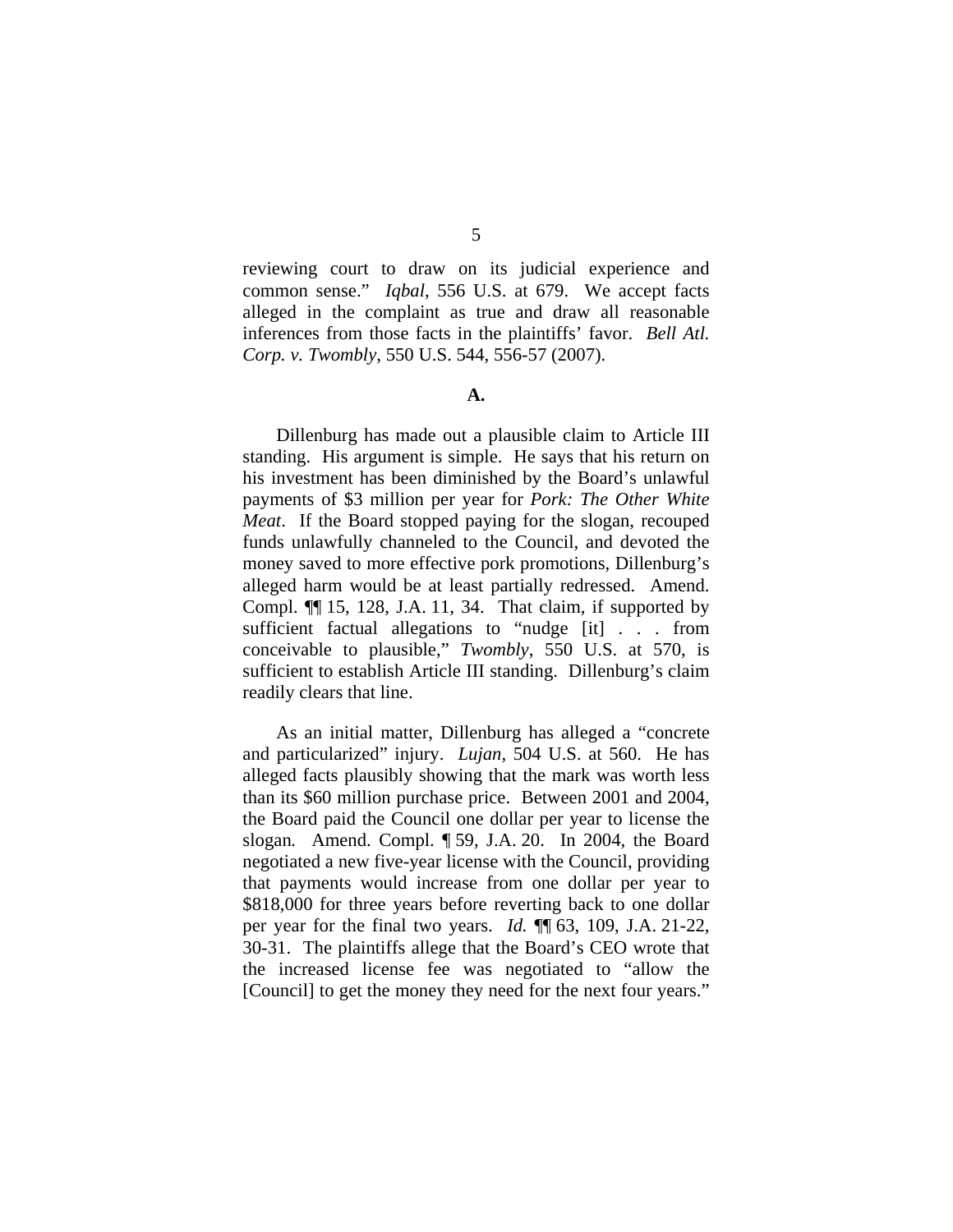reviewing court to draw on its judicial experience and common sense." *Iqbal*, 556 U.S. at 679. We accept facts alleged in the complaint as true and draw all reasonable inferences from those facts in the plaintiffs' favor. *Bell Atl. Corp. v. Twombly*, 550 U.S. 544, 556-57 (2007).

**A.**

Dillenburg has made out a plausible claim to Article III standing. His argument is simple. He says that his return on his investment has been diminished by the Board's unlawful payments of $3 million per year for *Pork: The Other White Meat*. If the Board stopped paying for the slogan, recouped funds unlawfully channeled to the Council, and devoted the money saved to more effective pork promotions, Dillenburg's alleged harm would be at least partially redressed. Amend. Compl. ¶¶ 15, 128, J.A. 11, 34. That claim, if supported by sufficient factual allegations to "nudge [it] . . . from conceivable to plausible," *Twombly*, 550 U.S. at 570, is sufficient to establish Article III standing. Dillenburg's claim readily clears that line.

As an initial matter, Dillenburg has alleged a "concrete and particularized" injury. *Lujan*, 504 U.S. at 560. He has alleged facts plausibly showing that the mark was worth less than its $60 million purchase price. Between 2001 and 2004, the Board paid the Council one dollar per year to license the slogan*.* Amend. Compl. ¶ 59, J.A. 20. In 2004, the Board negotiated a new five-year license with the Council, providing that payments would increase from one dollar per year to $818,000 for three years before reverting back to one dollar per year for the final two years. *Id.* ¶¶ 63, 109, J.A. 21-22, 30-31. The plaintiffs allege that the Board's CEO wrote that the increased license fee was negotiated to "allow the [Council] to get the money they need for the next four years."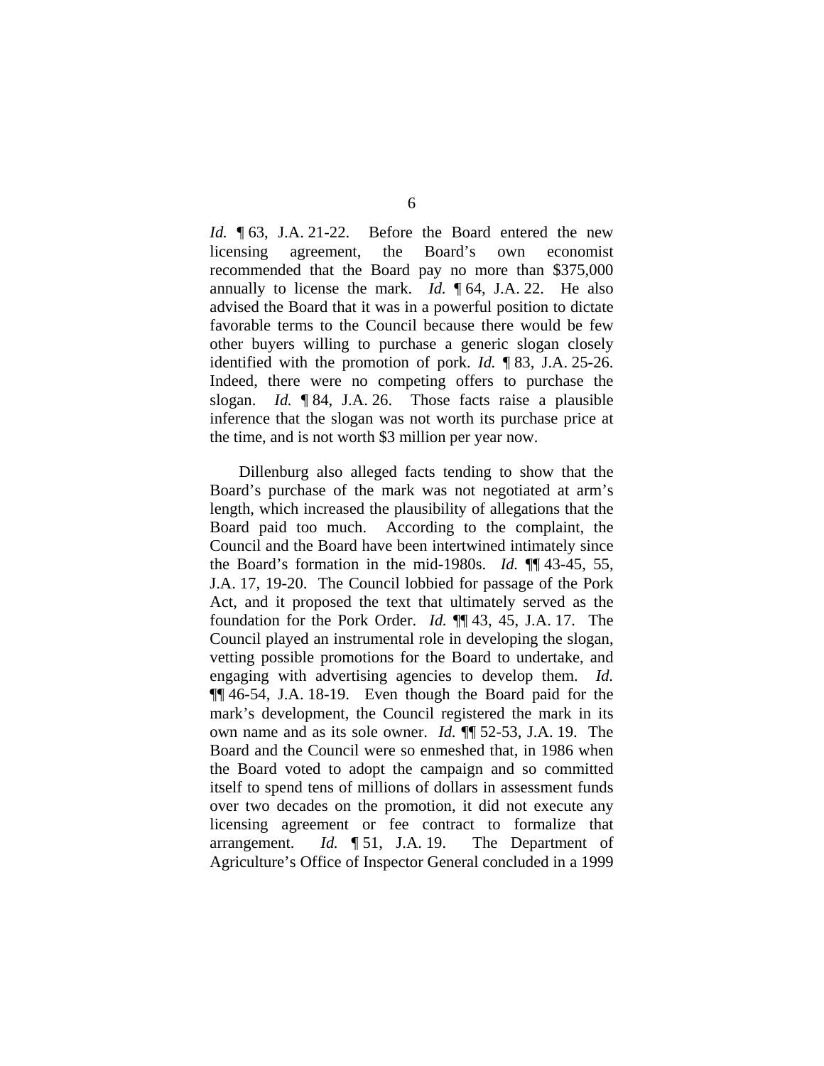*Id.* ¶ 63, J.A. 21-22. Before the Board entered the new licensing agreement, the Board's own economist recommended that the Board pay no more than $375,000 annually to license the mark. *Id.* ¶ 64, J.A. 22. He also advised the Board that it was in a powerful position to dictate favorable terms to the Council because there would be few other buyers willing to purchase a generic slogan closely identified with the promotion of pork. *Id.* ¶ 83, J.A. 25-26. Indeed, there were no competing offers to purchase the slogan. *Id.* ¶ 84, J.A. 26. Those facts raise a plausible inference that the slogan was not worth its purchase price at the time, and is not worth $3 million per year now.

Dillenburg also alleged facts tending to show that the Board's purchase of the mark was not negotiated at arm's length, which increased the plausibility of allegations that the Board paid too much. According to the complaint, the Council and the Board have been intertwined intimately since the Board's formation in the mid-1980s. *Id.* ¶¶ 43-45, 55, J.A. 17, 19-20. The Council lobbied for passage of the Pork Act, and it proposed the text that ultimately served as the foundation for the Pork Order. *Id.* ¶¶ 43, 45, J.A. 17. The Council played an instrumental role in developing the slogan, vetting possible promotions for the Board to undertake, and engaging with advertising agencies to develop them. *Id.* ¶¶ 46-54, J.A. 18-19. Even though the Board paid for the mark's development, the Council registered the mark in its own name and as its sole owner. *Id.* ¶¶ 52-53, J.A. 19. The Board and the Council were so enmeshed that, in 1986 when the Board voted to adopt the campaign and so committed itself to spend tens of millions of dollars in assessment funds over two decades on the promotion, it did not execute any licensing agreement or fee contract to formalize that arrangement. *Id.* ¶ 51, J.A. 19. The Department of Agriculture's Office of Inspector General concluded in a 1999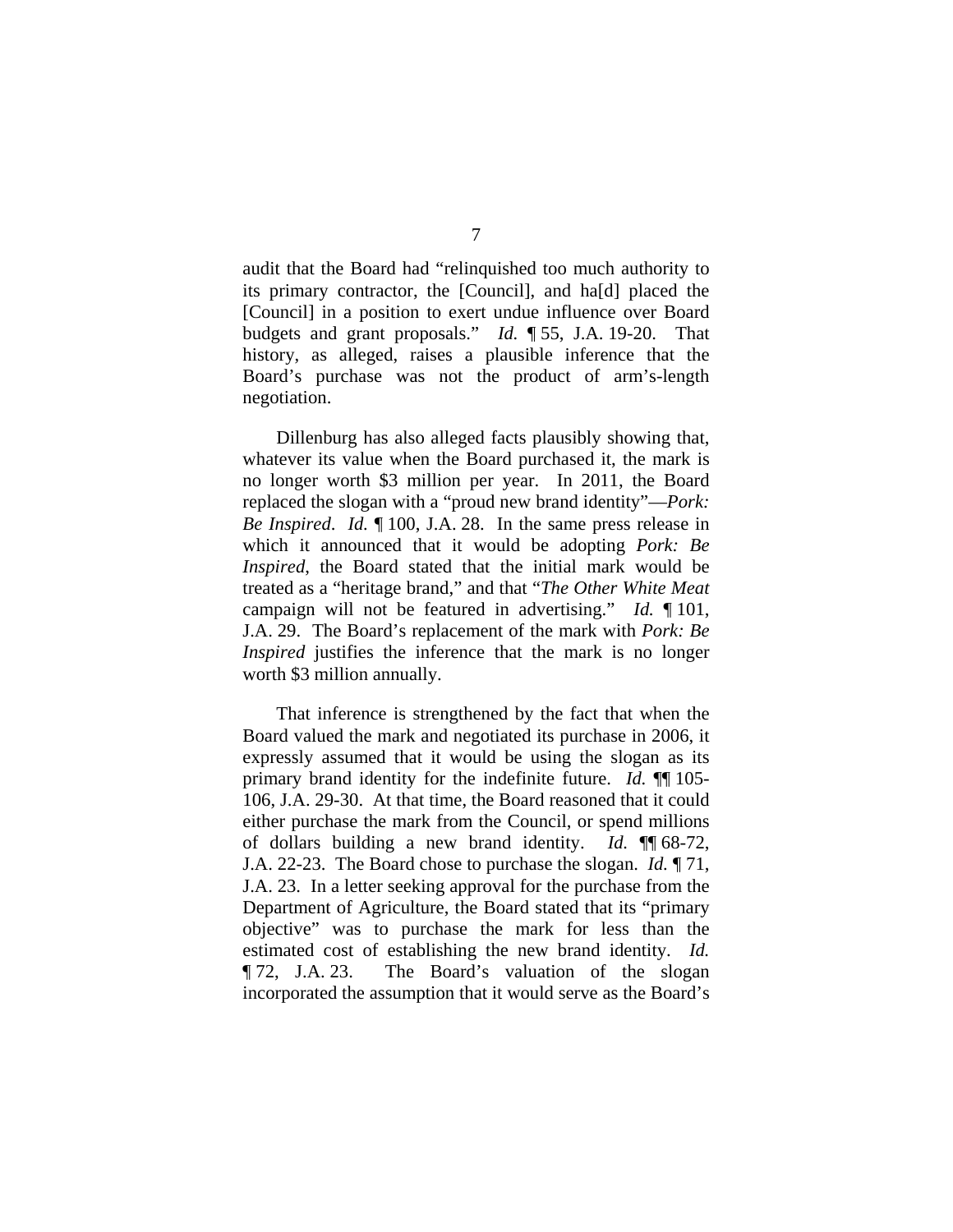audit that the Board had "relinquished too much authority to its primary contractor, the [Council], and ha[d] placed the [Council] in a position to exert undue influence over Board budgets and grant proposals." *Id.* ¶ 55, J.A. 19-20. That history, as alleged, raises a plausible inference that the Board's purchase was not the product of arm's-length negotiation.

Dillenburg has also alleged facts plausibly showing that, whatever its value when the Board purchased it, the mark is no longer worth $3 million per year. In 2011, the Board replaced the slogan with a "proud new brand identity"—*Pork: Be Inspired*. *Id.* ¶ 100, J.A. 28. In the same press release in which it announced that it would be adopting *Pork: Be Inspired*, the Board stated that the initial mark would be treated as a "heritage brand," and that "*The Other White Meat* campaign will not be featured in advertising." *Id.* ¶ 101, J.A. 29. The Board's replacement of the mark with *Pork: Be Inspired* justifies the inference that the mark is no longer worth $3 million annually.

That inference is strengthened by the fact that when the Board valued the mark and negotiated its purchase in 2006, it expressly assumed that it would be using the slogan as its primary brand identity for the indefinite future. *Id.* ¶¶ 105-106, J.A. 29-30. At that time, the Board reasoned that it could either purchase the mark from the Council, or spend millions of dollars building a new brand identity. *Id.* ¶¶ 68-72, J.A. 22-23. The Board chose to purchase the slogan. *Id.* ¶ 71, J.A. 23. In a letter seeking approval for the purchase from the Department of Agriculture, the Board stated that its "primary objective" was to purchase the mark for less than the estimated cost of establishing the new brand identity. *Id.* ¶ 72, J.A. 23. The Board's valuation of the slogan incorporated the assumption that it would serve as the Board's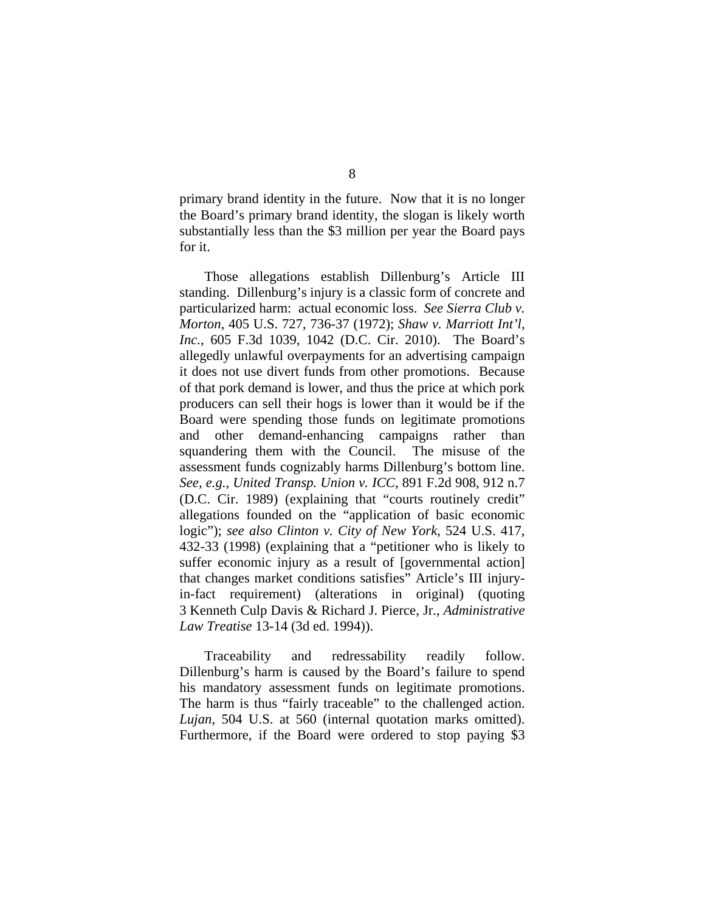primary brand identity in the future. Now that it is no longer the Board's primary brand identity, the slogan is likely worth substantially less than the $3 million per year the Board pays for it.

Those allegations establish Dillenburg's Article III standing. Dillenburg's injury is a classic form of concrete and particularized harm: actual economic loss. *See Sierra Club v. Morton*, 405 U.S. 727, 736-37 (1972); *Shaw v. Marriott Int'l, Inc.*, 605 F.3d 1039, 1042 (D.C. Cir. 2010). The Board's allegedly unlawful overpayments for an advertising campaign it does not use divert funds from other promotions. Because of that pork demand is lower, and thus the price at which pork producers can sell their hogs is lower than it would be if the Board were spending those funds on legitimate promotions and other demand-enhancing campaigns rather than squandering them with the Council. The misuse of the assessment funds cognizably harms Dillenburg's bottom line. *See, e.g.*, *United Transp. Union v. ICC*, 891 F.2d 908, 912 n.7 (D.C. Cir. 1989) (explaining that "courts routinely credit" allegations founded on the "application of basic economic logic"); *see also Clinton v. City of New York*, 524 U.S. 417, 432-33 (1998) (explaining that a "petitioner who is likely to suffer economic injury as a result of [governmental action] that changes market conditions satisfies" Article's III injury-in-fact requirement) (alterations in original) (quoting 3 Kenneth Culp Davis & Richard J. Pierce, Jr., *Administrative Law Treatise* 13-14 (3d ed. 1994)).

Traceability and redressability readily follow. Dillenburg's harm is caused by the Board's failure to spend his mandatory assessment funds on legitimate promotions. The harm is thus "fairly traceable" to the challenged action. *Lujan*, 504 U.S. at 560 (internal quotation marks omitted). Furthermore, if the Board were ordered to stop paying $3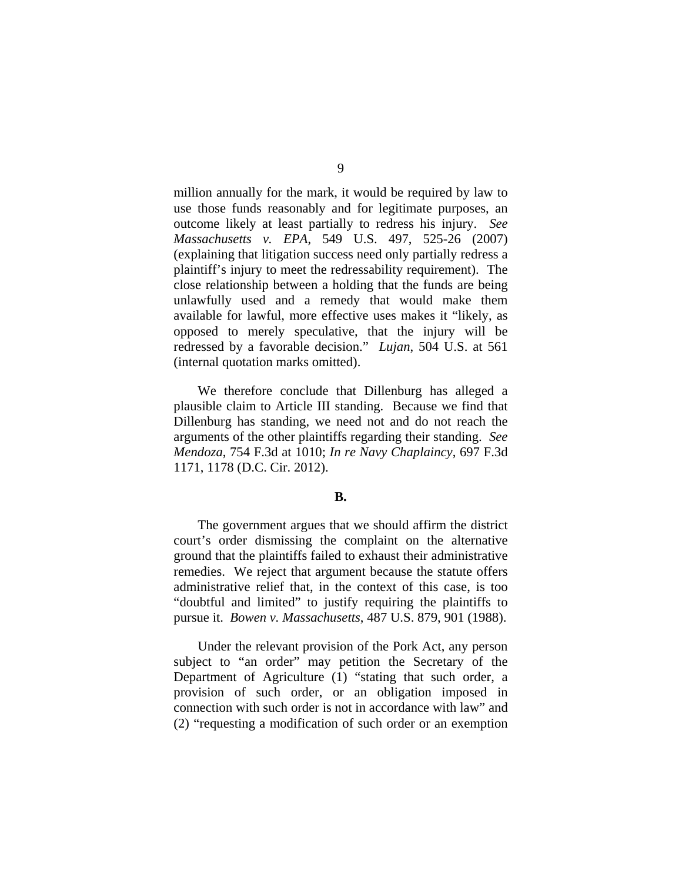million annually for the mark, it would be required by law to use those funds reasonably and for legitimate purposes, an outcome likely at least partially to redress his injury. *See Massachusetts v. EPA*, 549 U.S. 497, 525-26 (2007) (explaining that litigation success need only partially redress a plaintiff's injury to meet the redressability requirement). The close relationship between a holding that the funds are being unlawfully used and a remedy that would make them available for lawful, more effective uses makes it "likely, as opposed to merely speculative, that the injury will be redressed by a favorable decision." *Lujan*, 504 U.S. at 561 (internal quotation marks omitted).

We therefore conclude that Dillenburg has alleged a plausible claim to Article III standing. Because we find that Dillenburg has standing, we need not and do not reach the arguments of the other plaintiffs regarding their standing. *See Mendoza*, 754 F.3d at 1010; *In re Navy Chaplaincy*, 697 F.3d 1171, 1178 (D.C. Cir. 2012).

**B.**

The government argues that we should affirm the district court's order dismissing the complaint on the alternative ground that the plaintiffs failed to exhaust their administrative remedies. We reject that argument because the statute offers administrative relief that, in the context of this case, is too "doubtful and limited" to justify requiring the plaintiffs to pursue it. *Bowen v. Massachusetts*, 487 U.S. 879, 901 (1988).

Under the relevant provision of the Pork Act, any person subject to "an order" may petition the Secretary of the Department of Agriculture (1) "stating that such order, a provision of such order, or an obligation imposed in connection with such order is not in accordance with law" and (2) "requesting a modification of such order or an exemption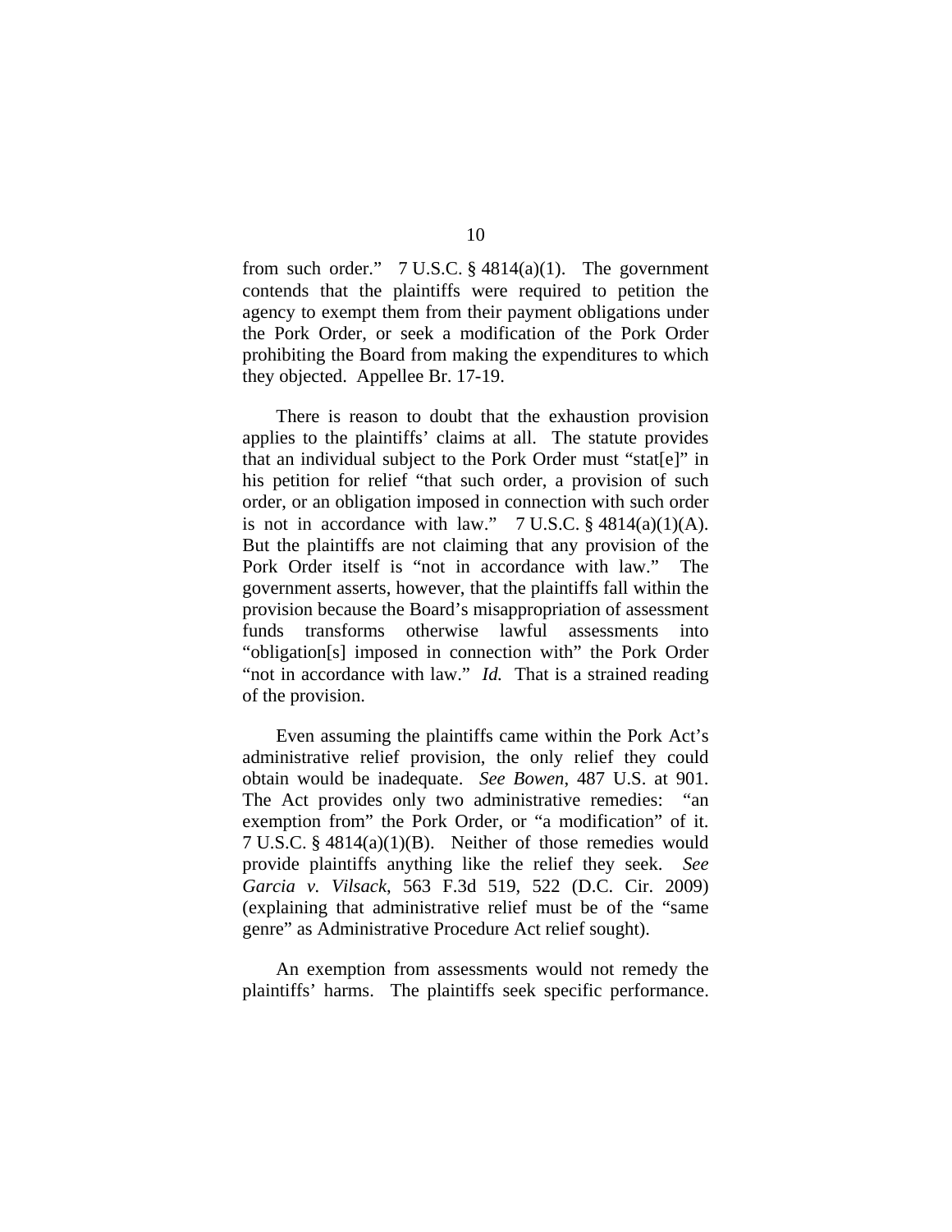from such order." 7 U.S.C. § 4814(a)(1). The government contends that the plaintiffs were required to petition the agency to exempt them from their payment obligations under the Pork Order, or seek a modification of the Pork Order prohibiting the Board from making the expenditures to which they objected. Appellee Br. 17-19.

There is reason to doubt that the exhaustion provision applies to the plaintiffs' claims at all. The statute provides that an individual subject to the Pork Order must "stat[e]" in his petition for relief "that such order, a provision of such order, or an obligation imposed in connection with such order is not in accordance with law." 7 U.S.C. § 4814(a)(1)(A). But the plaintiffs are not claiming that any provision of the Pork Order itself is "not in accordance with law." The government asserts, however, that the plaintiffs fall within the provision because the Board's misappropriation of assessment funds transforms otherwise lawful assessments into "obligation[s] imposed in connection with" the Pork Order "not in accordance with law." *Id.* That is a strained reading of the provision.

Even assuming the plaintiffs came within the Pork Act's administrative relief provision, the only relief they could obtain would be inadequate. *See Bowen*, 487 U.S. at 901. The Act provides only two administrative remedies: "an exemption from" the Pork Order, or "a modification" of it. 7 U.S.C. § 4814(a)(1)(B). Neither of those remedies would provide plaintiffs anything like the relief they seek. *See Garcia v. Vilsack*, 563 F.3d 519, 522 (D.C. Cir. 2009) (explaining that administrative relief must be of the "same genre" as Administrative Procedure Act relief sought).

An exemption from assessments would not remedy the plaintiffs' harms. The plaintiffs seek specific performance.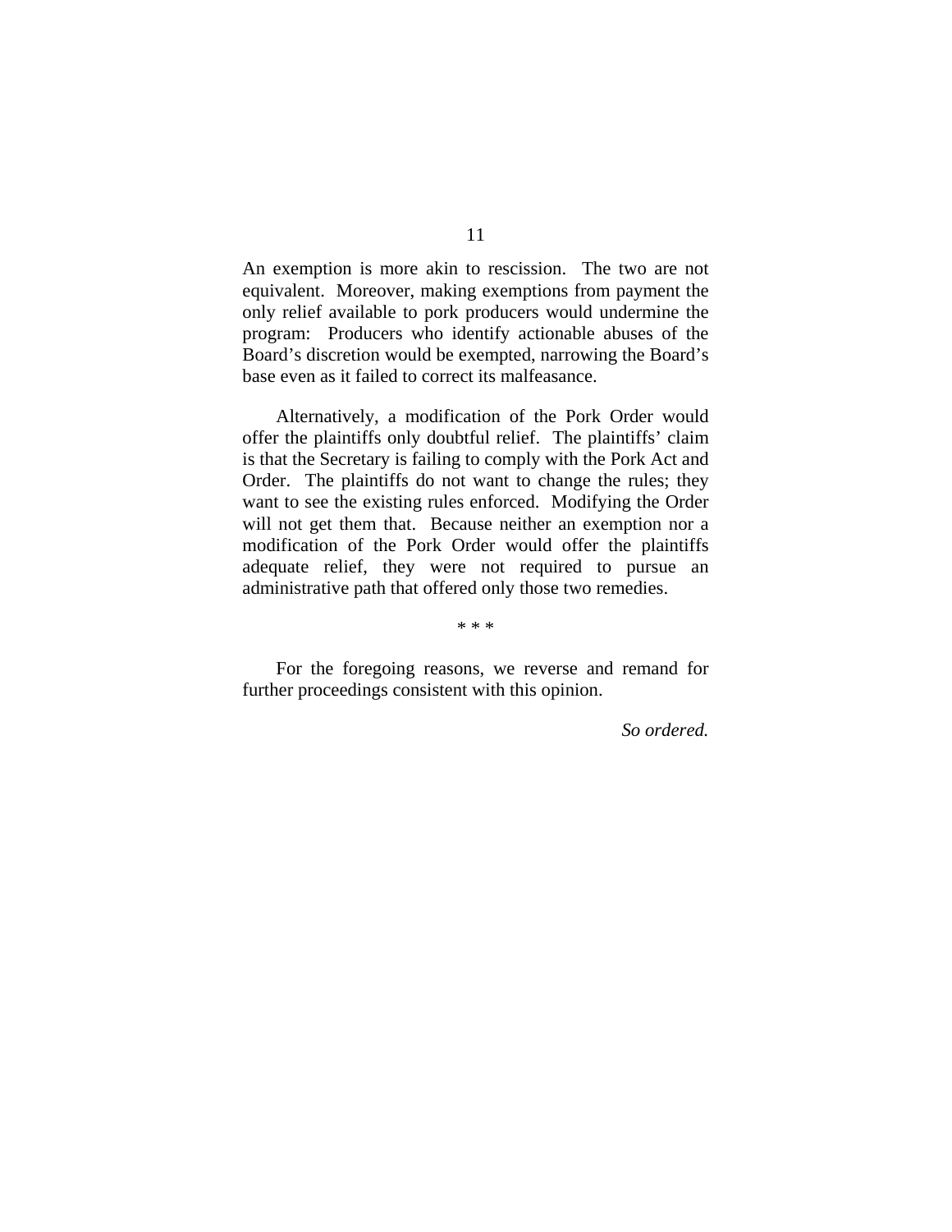An exemption is more akin to rescission. The two are not equivalent. Moreover, making exemptions from payment the only relief available to pork producers would undermine the program: Producers who identify actionable abuses of the Board's discretion would be exempted, narrowing the Board's base even as it failed to correct its malfeasance.

Alternatively, a modification of the Pork Order would offer the plaintiffs only doubtful relief. The plaintiffs' claim is that the Secretary is failing to comply with the Pork Act and Order. The plaintiffs do not want to change the rules; they want to see the existing rules enforced. Modifying the Order will not get them that. Because neither an exemption nor a modification of the Pork Order would offer the plaintiffs adequate relief, they were not required to pursue an administrative path that offered only those two remedies.

\* \* \*

For the foregoing reasons, we reverse and remand for further proceedings consistent with this opinion.

*So ordered.*